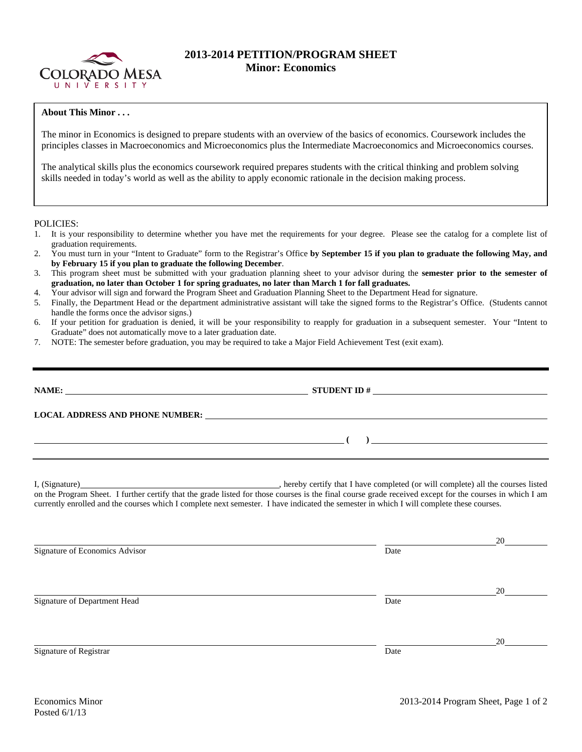# 2013-2014 PETITION/PROGRAM SHEET
## Minor: Economics

**About This Minor . . .**

The minor in Economics is designed to prepare students with an overview of the basics of economics. Coursework includes the principles classes in Macroeconomics and Microeconomics plus the Intermediate Macroeconomics and Microeconomics courses.

The analytical skills plus the economics coursework required prepares students with the critical thinking and problem solving skills needed in today's world as well as the ability to apply economic rationale in the decision making process.

POLICIES:

1. It is your responsibility to determine whether you have met the requirements for your degree. Please see the catalog for a complete list of graduation requirements.
2. You must turn in your "Intent to Graduate" form to the Registrar's Office **by September 15 if you plan to graduate the following May, and by February 15 if you plan to graduate the following December**.
3. This program sheet must be submitted with your graduation planning sheet to your advisor during the **semester prior to the semester of graduation, no later than October 1 for spring graduates, no later than March 1 for fall graduates.**
4. Your advisor will sign and forward the Program Sheet and Graduation Planning Sheet to the Department Head for signature.
5. Finally, the Department Head or the department administrative assistant will take the signed forms to the Registrar's Office. (Students cannot handle the forms once the advisor signs.)
6. If your petition for graduation is denied, it will be your responsibility to reapply for graduation in a subsequent semester. Your "Intent to Graduate" does not automatically move to a later graduation date.
7. NOTE: The semester before graduation, you may be required to take a Major Field Achievement Test (exit exam).

---

**NAME:** \_\_\_\_\_\_\_\_\_\_\_\_\_\_\_\_\_\_\_\_\_\_\_\_\_\_\_\_ **STUDENT ID #** \_\_\_\_\_\_\_\_\_\_\_\_\_\_\_\_\_\_\_\_

**LOCAL ADDRESS AND PHONE NUMBER:** \_\_\_\_\_\_\_\_\_\_\_\_\_\_\_\_\_\_\_\_\_\_\_\_\_\_\_\_

\_\_\_\_\_\_\_\_\_\_\_\_\_\_\_\_\_\_\_\_\_\_\_\_\_\_\_\_ **( )** \_\_\_\_\_\_\_\_\_\_\_\_\_\_\_\_\_\_\_\_

---

I, (Signature)\_\_\_\_\_\_\_\_\_\_\_\_\_\_\_\_\_\_\_\_\_\_\_\_, hereby certify that I have completed (or will complete) all the courses listed on the Program Sheet. I further certify that the grade listed for those courses is the final course grade received except for the courses in which I am currently enrolled and the courses which I complete next semester. I have indicated the semester in which I will complete these courses.

\_\_\_\_\_\_\_\_\_\_\_\_\_\_\_\_\_\_\_\_\_\_\_\_\_\_\_\_ \_\_\_\_\_\_\_\_\_\_\_\_20\_\_\_\_\_\_
Signature of Economics Advisor Date

\_\_\_\_\_\_\_\_\_\_\_\_\_\_\_\_\_\_\_\_\_\_\_\_\_\_\_\_ \_\_\_\_\_\_\_\_\_\_\_\_20\_\_\_\_\_\_
Signature of Department Head Date

\_\_\_\_\_\_\_\_\_\_\_\_\_\_\_\_\_\_\_\_\_\_\_\_\_\_\_\_ \_\_\_\_\_\_\_\_\_\_\_\_20\_\_\_\_\_\_
Signature of Registrar Date

Economics Minor
Posted 6/1/13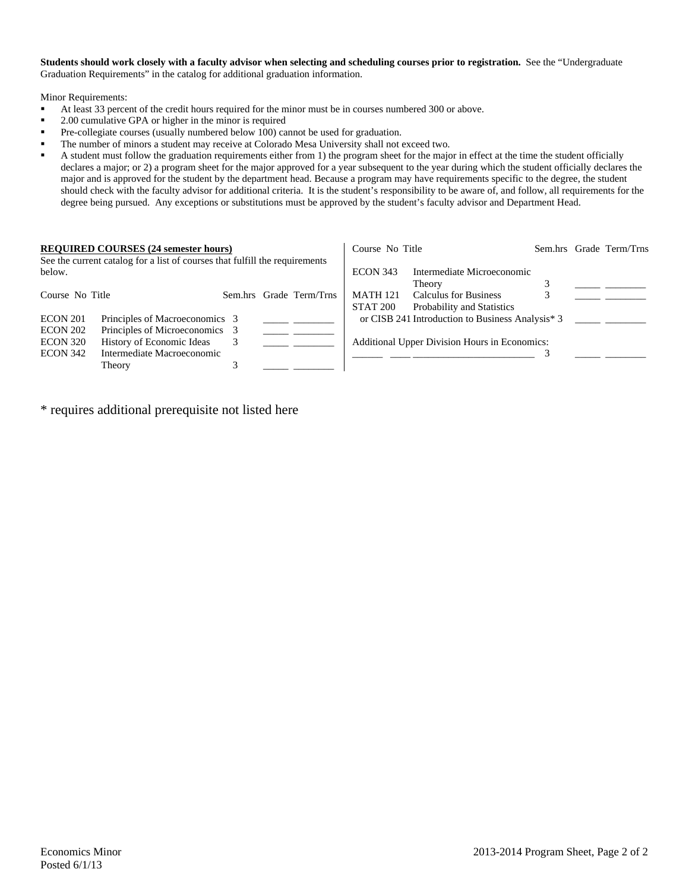**Students should work closely with a faculty advisor when selecting and scheduling courses prior to registration.** See the "Undergraduate Graduation Requirements" in the catalog for additional graduation information.

Minor Requirements:

- At least 33 percent of the credit hours required for the minor must be in courses numbered 300 or above.
- 2.00 cumulative GPA or higher in the minor is required
- Pre-collegiate courses (usually numbered below 100) cannot be used for graduation.
- The number of minors a student may receive at Colorado Mesa University shall not exceed two.
- A student must follow the graduation requirements either from 1) the program sheet for the major in effect at the time the student officially declares a major; or 2) a program sheet for the major approved for a year subsequent to the year during which the student officially declares the major and is approved for the student by the department head. Because a program may have requirements specific to the degree, the student should check with the faculty advisor for additional criteria. It is the student's responsibility to be aware of, and follow, all requirements for the degree being pursued. Any exceptions or substitutions must be approved by the student's faculty advisor and Department Head.

**REQUIRED COURSES (24 semester hours)**

See the current catalog for a list of courses that fulfill the requirements below.

| Course No | Title | Sem.hrs | Grade | Term/Trns |
|---|---|---|---|---|
| ECON 201 | Principles of Macroeconomics | 3 | _____ | ________ |
| ECON 202 | Principles of Microeconomics | 3 | _____ | ________ |
| ECON 320 | History of Economic Ideas | 3 | _____ | ________ |
| ECON 342 | Intermediate Macroeconomic Theory | 3 | _____ | ________ |
| ECON 343 | Intermediate Microeconomic Theory | 3 | _____ | ________ |
| MATH 121 | Calculus for Business | 3 | _____ | ________ |
| STAT 200 | Probability and Statistics or CISB 241 Introduction to Business Analysis* | 3 | _____ | ________ |
| Additional Upper Division Hours in Economics: | | | | |
| ______ ____ | ________________________ | 3 | _____ | ________ |

\* requires additional prerequisite not listed here

Economics Minor
Posted 6/1/13